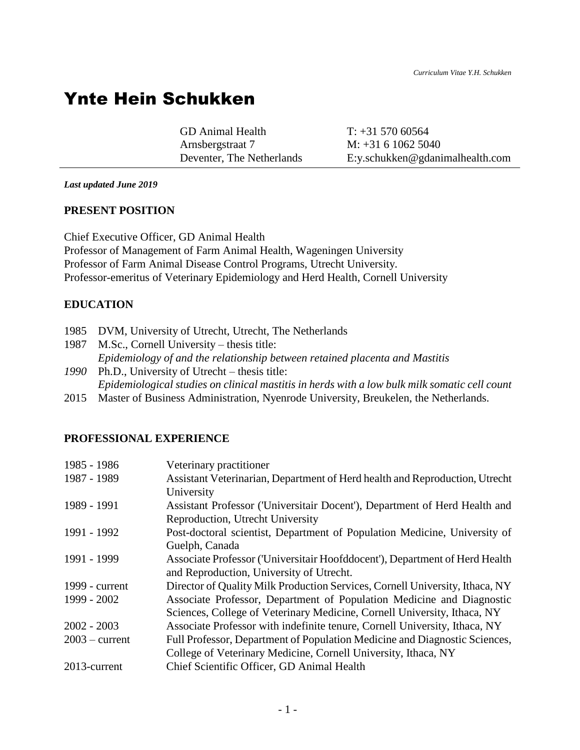# Ynte Hein Schukken

| | |
|---|---|
| GD Animal Health | T: +31 570 60564 |
| Arnsbergstraat 7 | M: +31 6 1062 5040 |
| Deventer, The Netherlands | E:y.schukken@gdanimalhealth.com |

***Last updated June 2019***

## PRESENT POSITION

Chief Executive Officer, GD Animal Health
Professor of Management of Farm Animal Health, Wageningen University
Professor of Farm Animal Disease Control Programs, Utrecht University.
Professor-emeritus of Veterinary Epidemiology and Herd Health, Cornell University

## EDUCATION

- 1985 DVM, University of Utrecht, Utrecht, The Netherlands
- 1987 M.Sc., Cornell University – thesis title:
  *Epidemiology of and the relationship between retained placenta and Mastitis*
- *1990* Ph.D., University of Utrecht – thesis title:
  *Epidemiological studies on clinical mastitis in herds with a low bulk milk somatic cell count*
- 2015 Master of Business Administration, Nyenrode University, Breukelen, the Netherlands.

## PROFESSIONAL EXPERIENCE

| | |
|---|---|
| 1985 - 1986 | Veterinary practitioner |
| 1987 - 1989 | Assistant Veterinarian, Department of Herd health and Reproduction, Utrecht University |
| 1989 - 1991 | Assistant Professor ('Universitair Docent'), Department of Herd Health and Reproduction, Utrecht University |
| 1991 - 1992 | Post-doctoral scientist, Department of Population Medicine, University of Guelph, Canada |
| 1991 - 1999 | Associate Professor ('Universitair Hoofddocent'), Department of Herd Health and Reproduction, University of Utrecht. |
| 1999 - current | Director of Quality Milk Production Services, Cornell University, Ithaca, NY |
| 1999 - 2002 | Associate Professor, Department of Population Medicine and Diagnostic Sciences, College of Veterinary Medicine, Cornell University, Ithaca, NY |
| 2002 - 2003 | Associate Professor with indefinite tenure, Cornell University, Ithaca, NY |
| 2003 – current | Full Professor, Department of Population Medicine and Diagnostic Sciences, College of Veterinary Medicine, Cornell University, Ithaca, NY |
| 2013-current | Chief Scientific Officer, GD Animal Health |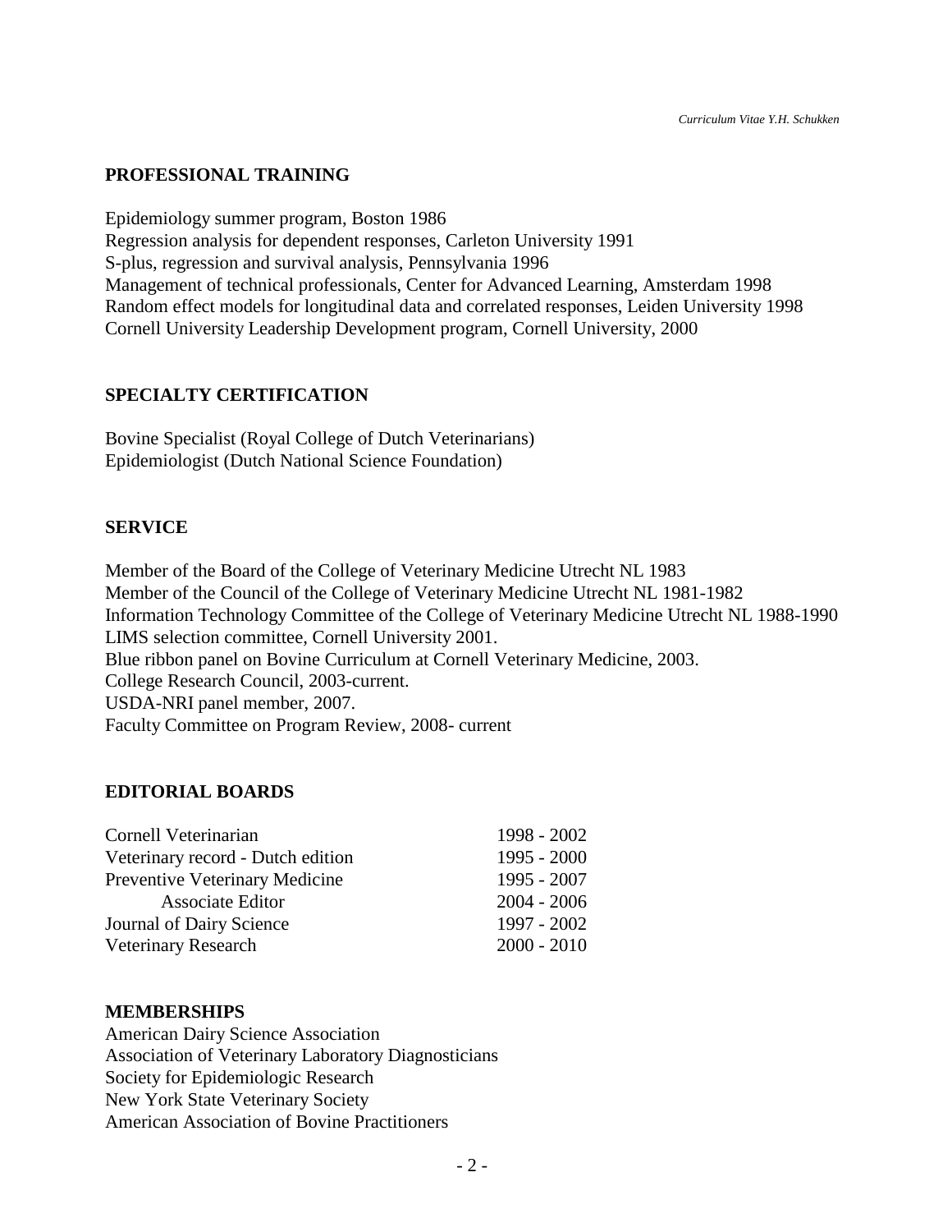## PROFESSIONAL TRAINING

Epidemiology summer program, Boston 1986
Regression analysis for dependent responses, Carleton University 1991
S-plus, regression and survival analysis, Pennsylvania 1996
Management of technical professionals, Center for Advanced Learning, Amsterdam 1998
Random effect models for longitudinal data and correlated responses, Leiden University 1998
Cornell University Leadership Development program, Cornell University, 2000

## SPECIALTY CERTIFICATION

Bovine Specialist (Royal College of Dutch Veterinarians)
Epidemiologist (Dutch National Science Foundation)

## SERVICE

Member of the Board of the College of Veterinary Medicine Utrecht NL 1983
Member of the Council of the College of Veterinary Medicine Utrecht NL 1981-1982
Information Technology Committee of the College of Veterinary Medicine Utrecht NL 1988-1990
LIMS selection committee, Cornell University 2001.
Blue ribbon panel on Bovine Curriculum at Cornell Veterinary Medicine, 2003.
College Research Council, 2003-current.
USDA-NRI panel member, 2007.
Faculty Committee on Program Review, 2008- current

## EDITORIAL BOARDS

| | |
|---|---|
| Cornell Veterinarian | 1998 - 2002 |
| Veterinary record - Dutch edition | 1995 - 2000 |
| Preventive Veterinary Medicine | 1995 - 2007 |
| Associate Editor | 2004 - 2006 |
| Journal of Dairy Science | 1997 - 2002 |
| Veterinary Research | 2000 - 2010 |

## MEMBERSHIPS

American Dairy Science Association
Association of Veterinary Laboratory Diagnosticians
Society for Epidemiologic Research
New York State Veterinary Society
American Association of Bovine Practitioners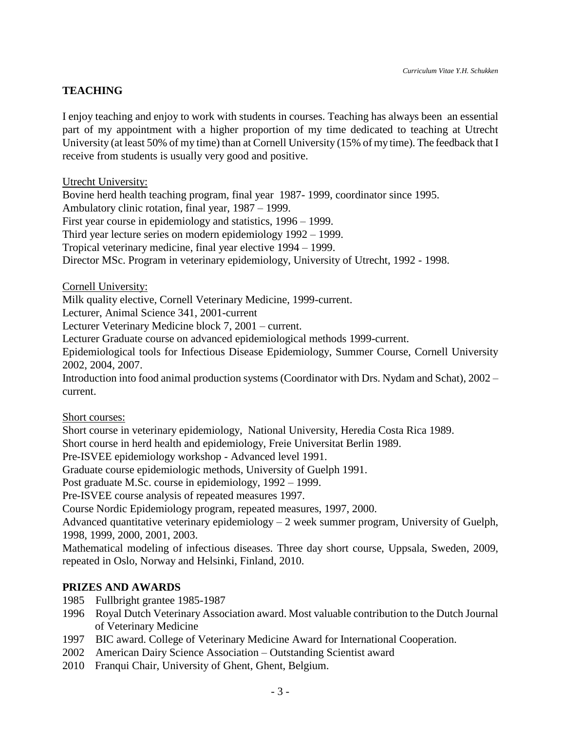## TEACHING

I enjoy teaching and enjoy to work with students in courses. Teaching has always been an essential part of my appointment with a higher proportion of my time dedicated to teaching at Utrecht University (at least 50% of my time) than at Cornell University (15% of my time). The feedback that I receive from students is usually very good and positive.

Utrecht University:

Bovine herd health teaching program, final year 1987- 1999, coordinator since 1995.
Ambulatory clinic rotation, final year, 1987 – 1999.
First year course in epidemiology and statistics, 1996 – 1999.
Third year lecture series on modern epidemiology 1992 – 1999.
Tropical veterinary medicine, final year elective 1994 – 1999.
Director MSc. Program in veterinary epidemiology, University of Utrecht, 1992 - 1998.

Cornell University:

Milk quality elective, Cornell Veterinary Medicine, 1999-current.
Lecturer, Animal Science 341, 2001-current
Lecturer Veterinary Medicine block 7, 2001 – current.
Lecturer Graduate course on advanced epidemiological methods 1999-current.
Epidemiological tools for Infectious Disease Epidemiology, Summer Course, Cornell University 2002, 2004, 2007.
Introduction into food animal production systems (Coordinator with Drs. Nydam and Schat), 2002 – current.

Short courses:

Short course in veterinary epidemiology, National University, Heredia Costa Rica 1989.
Short course in herd health and epidemiology, Freie Universitat Berlin 1989.
Pre-ISVEE epidemiology workshop - Advanced level 1991.
Graduate course epidemiologic methods, University of Guelph 1991.
Post graduate M.Sc. course in epidemiology, 1992 – 1999.
Pre-ISVEE course analysis of repeated measures 1997.
Course Nordic Epidemiology program, repeated measures, 1997, 2000.
Advanced quantitative veterinary epidemiology – 2 week summer program, University of Guelph, 1998, 1999, 2000, 2001, 2003.
Mathematical modeling of infectious diseases. Three day short course, Uppsala, Sweden, 2009, repeated in Oslo, Norway and Helsinki, Finland, 2010.

## PRIZES AND AWARDS

1985 Fullbright grantee 1985-1987
1996 Royal Dutch Veterinary Association award. Most valuable contribution to the Dutch Journal of Veterinary Medicine
1997 BIC award. College of Veterinary Medicine Award for International Cooperation.
2002 American Dairy Science Association – Outstanding Scientist award
2010 Franqui Chair, University of Ghent, Ghent, Belgium.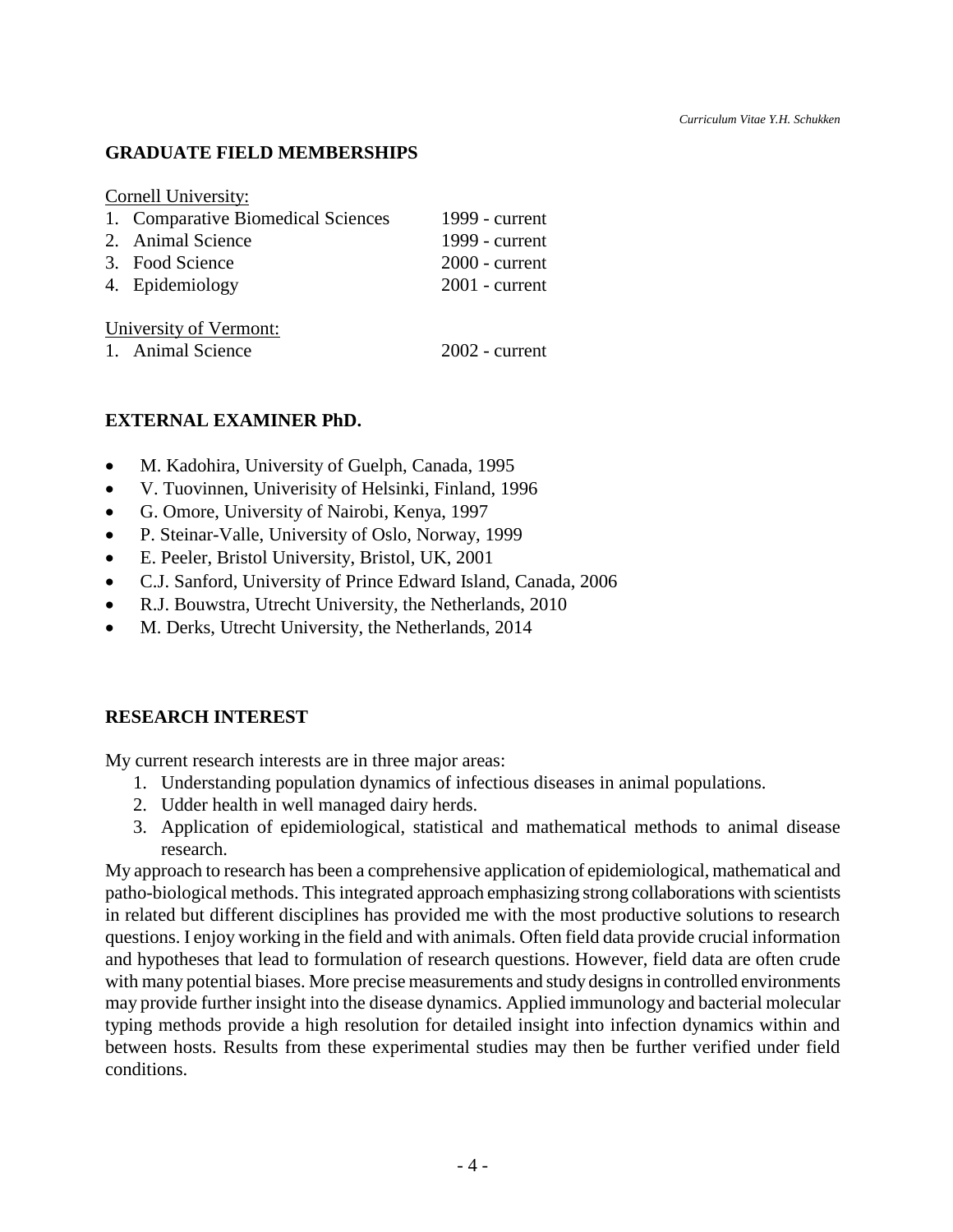## GRADUATE FIELD MEMBERSHIPS

Cornell University:

| | | |
|---|---|---|
| 1. | Comparative Biomedical Sciences | 1999 - current |
| 2. | Animal Science | 1999 - current |
| 3. | Food Science | 2000 - current |
| 4. | Epidemiology | 2001 - current |

University of Vermont:

| | | |
|---|---|---|
| 1. | Animal Science | 2002 - current |

## EXTERNAL EXAMINER PhD.

- M. Kadohira, University of Guelph, Canada, 1995
- V. Tuovinnen, Univerisity of Helsinki, Finland, 1996
- G. Omore, University of Nairobi, Kenya, 1997
- P. Steinar-Valle, University of Oslo, Norway, 1999
- E. Peeler, Bristol University, Bristol, UK, 2001
- C.J. Sanford, University of Prince Edward Island, Canada, 2006
- R.J. Bouwstra, Utrecht University, the Netherlands, 2010
- M. Derks, Utrecht University, the Netherlands, 2014

## RESEARCH INTEREST

My current research interests are in three major areas:

1. Understanding population dynamics of infectious diseases in animal populations.
2. Udder health in well managed dairy herds.
3. Application of epidemiological, statistical and mathematical methods to animal disease research.

My approach to research has been a comprehensive application of epidemiological, mathematical and patho-biological methods. This integrated approach emphasizing strong collaborations with scientists in related but different disciplines has provided me with the most productive solutions to research questions. I enjoy working in the field and with animals. Often field data provide crucial information and hypotheses that lead to formulation of research questions. However, field data are often crude with many potential biases. More precise measurements and study designs in controlled environments may provide further insight into the disease dynamics. Applied immunology and bacterial molecular typing methods provide a high resolution for detailed insight into infection dynamics within and between hosts. Results from these experimental studies may then be further verified under field conditions.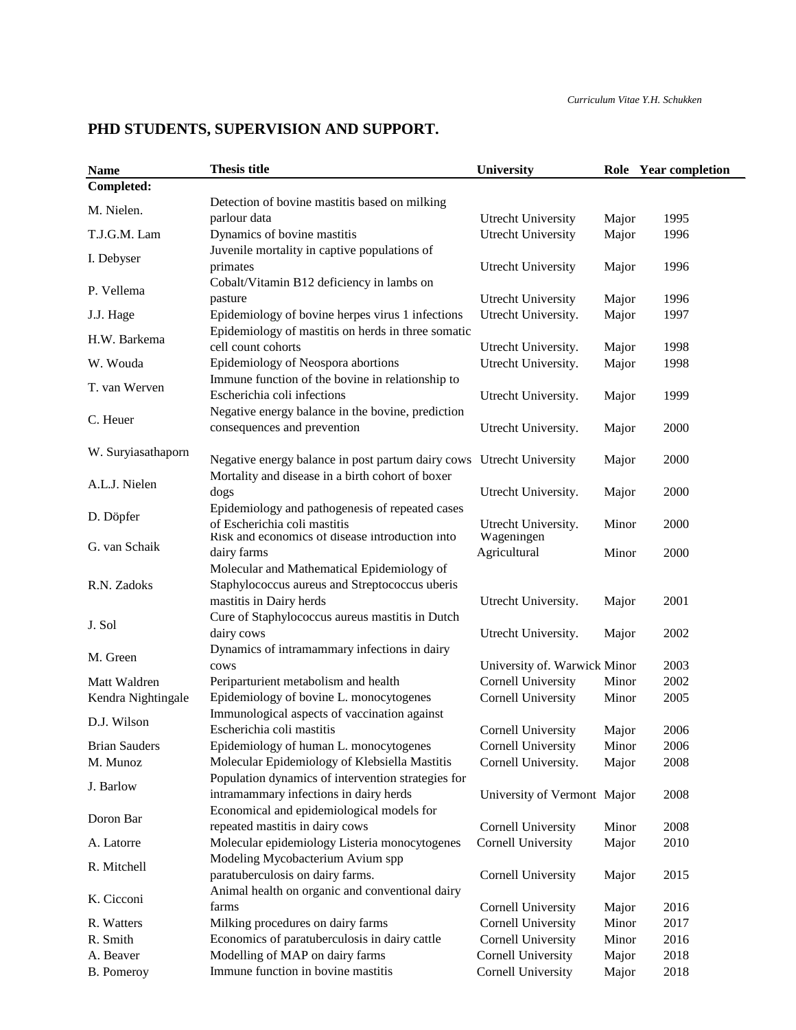## PHD STUDENTS, SUPERVISION AND SUPPORT.

| Name | Thesis title | University | Role | Year completion |
|---|---|---|---|---|
| **Completed:** | | | | |
| M. Nielen. | Detection of bovine mastitis based on milking parlour data | Utrecht University | Major | 1995 |
| T.J.G.M. Lam | Dynamics of bovine mastitis | Utrecht University | Major | 1996 |
| I. Debyser | Juvenile mortality in captive populations of primates | Utrecht University | Major | 1996 |
| P. Vellema | Cobalt/Vitamin B12 deficiency in lambs on pasture | Utrecht University | Major | 1996 |
| J.J. Hage | Epidemiology of bovine herpes virus 1 infections | Utrecht University. | Major | 1997 |
| H.W. Barkema | Epidemiology of mastitis on herds in three somatic cell count cohorts | Utrecht University. | Major | 1998 |
| W. Wouda | Epidemiology of Neospora abortions | Utrecht University. | Major | 1998 |
| T. van Werven | Immune function of the bovine in relationship to Escherichia coli infections | Utrecht University. | Major | 1999 |
| C. Heuer | Negative energy balance in the bovine, prediction consequences and prevention | Utrecht University. | Major | 2000 |
| W. Suryiasathaporn | Negative energy balance in post partum dairy cows | Utrecht University | Major | 2000 |
| A.L.J. Nielen | Mortality and disease in a birth cohort of boxer dogs | Utrecht University. | Major | 2000 |
| D. Döpfer | Epidemiology and pathogenesis of repeated cases of Escherichia coli mastitis | Utrecht University. | Minor | 2000 |
| G. van Schaik | Risk and economics of disease introduction into dairy farms | Wageningen Agricultural | Minor | 2000 |
| R.N. Zadoks | Molecular and Mathematical Epidemiology of Staphylococcus aureus and Streptococcus uberis mastitis in Dairy herds | Utrecht University. | Major | 2001 |
| J. Sol | Cure of Staphylococcus aureus mastitis in Dutch dairy cows | Utrecht University. | Major | 2002 |
| M. Green | Dynamics of intramammary infections in dairy cows | University of. Warwick | Minor | 2003 |
| Matt Waldren | Periparturient metabolism and health | Cornell University | Minor | 2002 |
| Kendra Nightingale | Epidemiology of bovine L. monocytogenes | Cornell University | Minor | 2005 |
| D.J. Wilson | Immunological aspects of vaccination against Escherichia coli mastitis | Cornell University | Major | 2006 |
| Brian Sauders | Epidemiology of human L. monocytogenes | Cornell University | Minor | 2006 |
| M. Munoz | Molecular Epidemiology of Klebsiella Mastitis | Cornell University. | Major | 2008 |
| J. Barlow | Population dynamics of intervention strategies for intramammary infections in dairy herds | University of Vermont | Major | 2008 |
| Doron Bar | Economical and epidemiological models for repeated mastitis in dairy cows | Cornell University | Minor | 2008 |
| A. Latorre | Molecular epidemiology Listeria monocytogenes | Cornell University | Major | 2010 |
| R. Mitchell | Modeling Mycobacterium Avium spp paratuberculosis on dairy farms. | Cornell University | Major | 2015 |
| K. Cicconi | Animal health on organic and conventional dairy farms | Cornell University | Major | 2016 |
| R. Watters | Milking procedures on dairy farms | Cornell University | Minor | 2017 |
| R. Smith | Economics of paratuberculosis in dairy cattle | Cornell University | Minor | 2016 |
| A. Beaver | Modelling of MAP on dairy farms | Cornell University | Major | 2018 |
| B. Pomeroy | Immune function in bovine mastitis | Cornell University | Major | 2018 |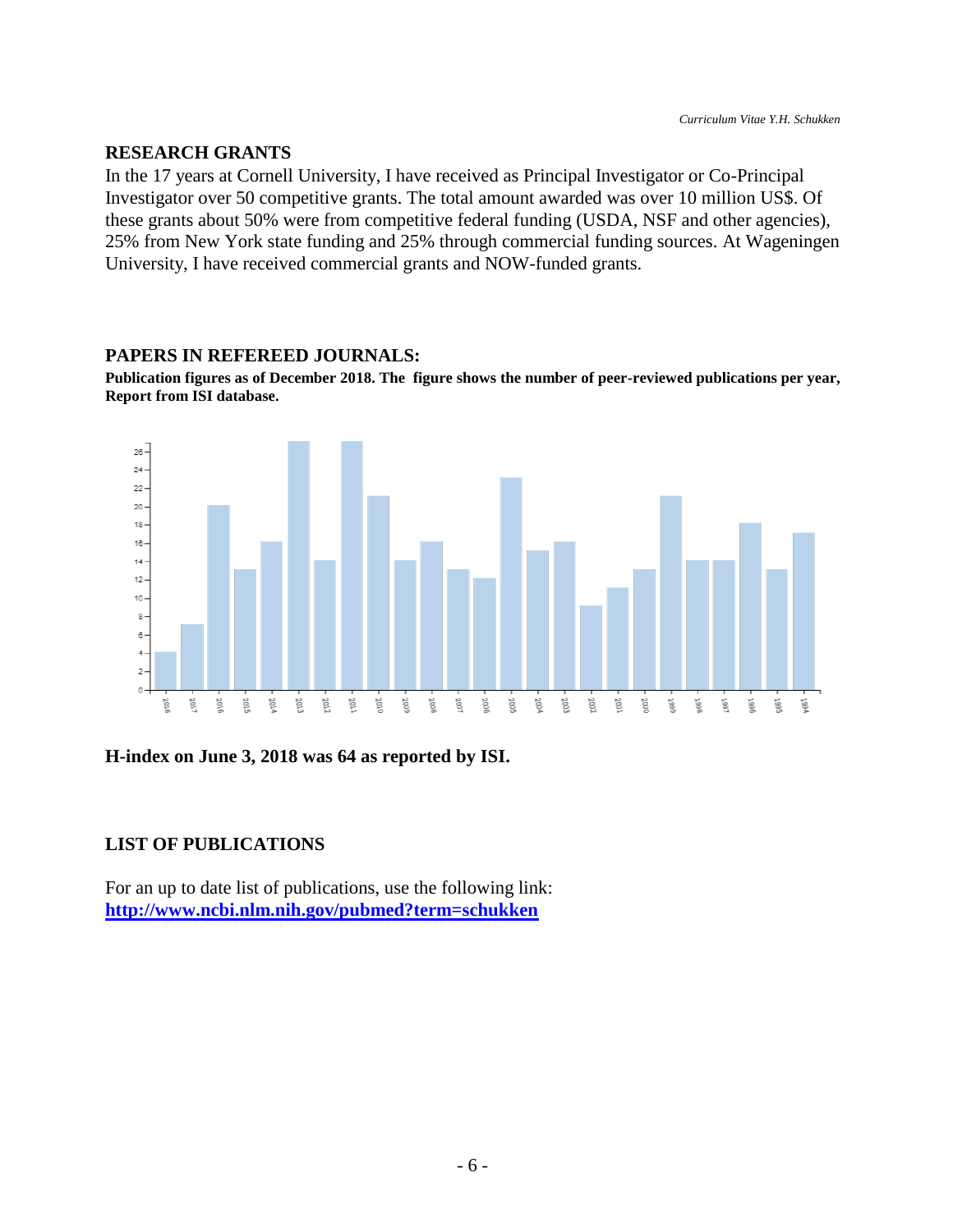## RESEARCH GRANTS

In the 17 years at Cornell University, I have received as Principal Investigator or Co-Principal Investigator over 50 competitive grants. The total amount awarded was over 10 million US$. Of these grants about 50% were from competitive federal funding (USDA, NSF and other agencies), 25% from New York state funding and 25% through commercial funding sources. At Wageningen University, I have received commercial grants and NOW-funded grants.

## PAPERS IN REFEREED JOURNALS:

**Publication figures as of December 2018. The figure shows the number of peer-reviewed publications per year, Report from ISI database.**

0 2 4 6 8 10 12 14 16 18 20 22 24 26

2018 2017 2016 2015 2014 2013 2012 2011 2010 2009 2008 2007 2006 2005 2004 2003 2002 2001 2000 1999 1998 1997 1996 1995 1994

**H-index on June 3, 2018 was 64 as reported by ISI.**

## LIST OF PUBLICATIONS

For an up to date list of publications, use the following link:
**http://www.ncbi.nlm.nih.gov/pubmed?term=schukken**